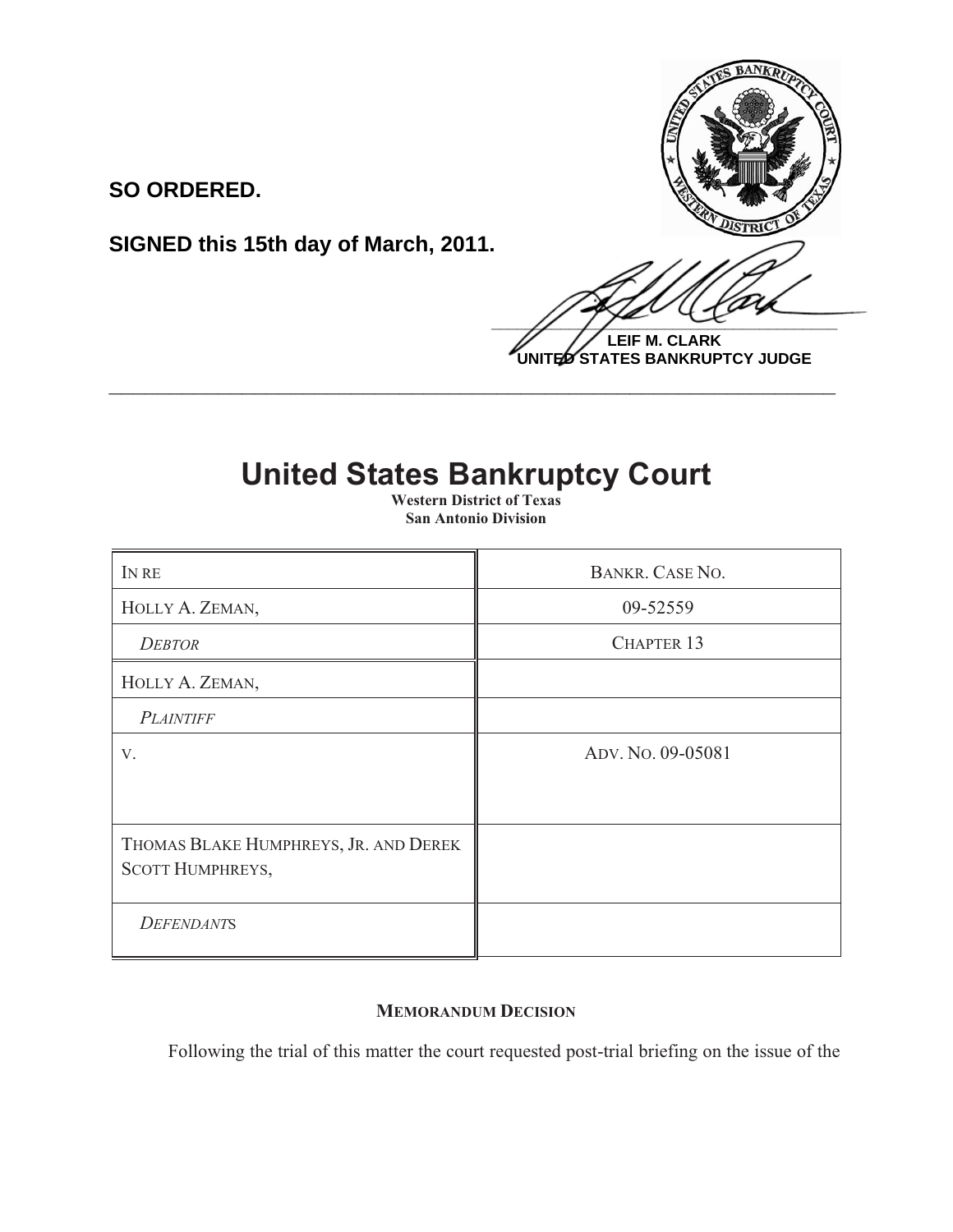**SO ORDERED.**

**SIGNED this 15th day of March, 2011.**

**LEIF M. CLARK**
**UNITED STATES BANKRUPTCY JUDGE**

---

# United States Bankruptcy Court

**Western District of Texas**
**San Antonio Division**

| IN RE | BANKR. CASE NO. |
|---|---|
| HOLLY A. ZEMAN, | 09-52559 |
| *DEBTOR* | CHAPTER 13 |
| HOLLY A. ZEMAN, | |
| *PLAINTIFF* | |
| V. | ADV. NO. 09-05081 |
| THOMAS BLAKE HUMPHREYS, JR. AND DEREK SCOTT HUMPHREYS, | |
| *DEFENDANTS* | |

**MEMORANDUM DECISION**

Following the trial of this matter the court requested post-trial briefing on the issue of the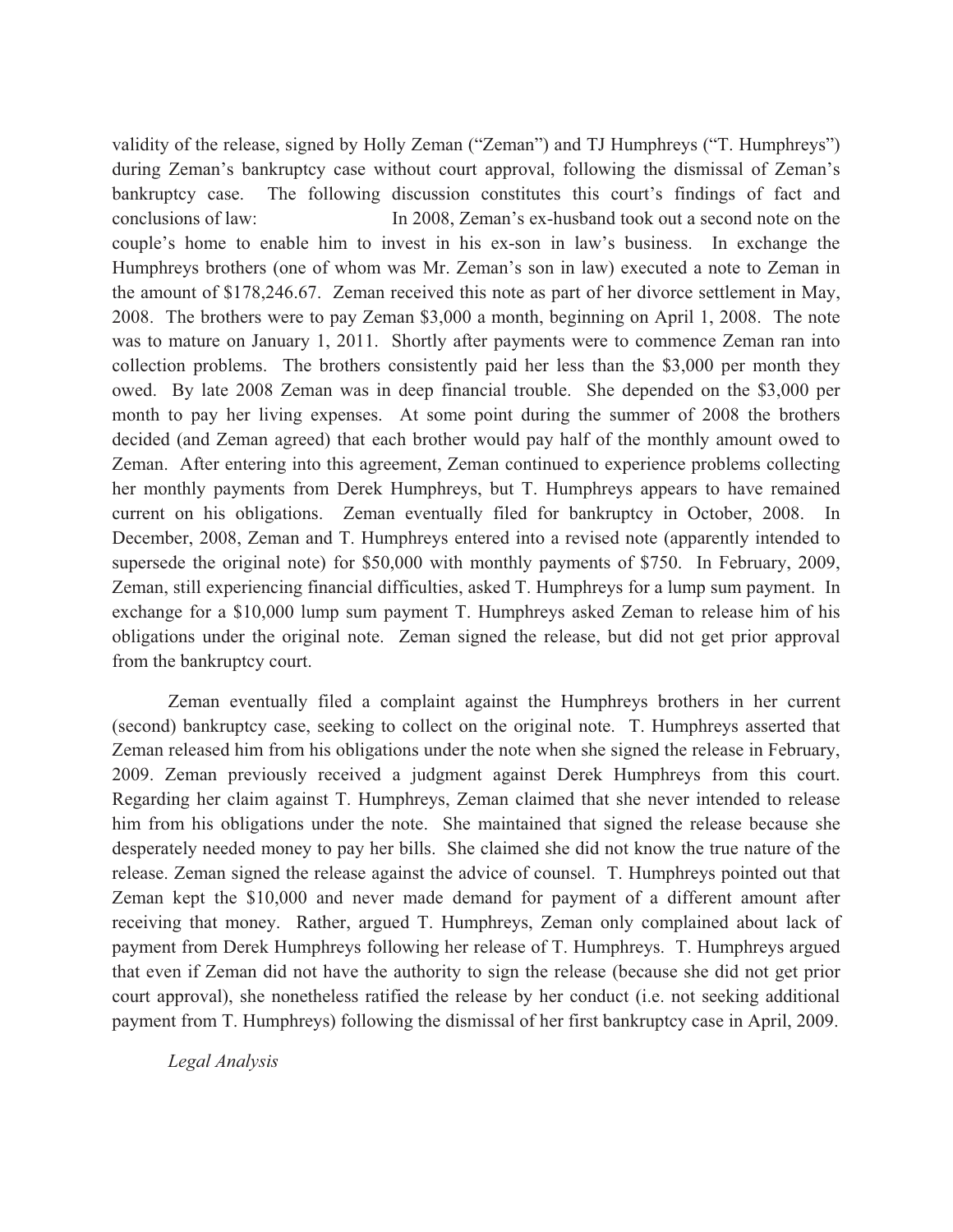validity of the release, signed by Holly Zeman ("Zeman") and TJ Humphreys ("T. Humphreys") during Zeman's bankruptcy case without court approval, following the dismissal of Zeman's bankruptcy case. The following discussion constitutes this court's findings of fact and conclusions of law: In 2008, Zeman's ex-husband took out a second note on the couple's home to enable him to invest in his ex-son in law's business. In exchange the Humphreys brothers (one of whom was Mr. Zeman's son in law) executed a note to Zeman in the amount of $178,246.67. Zeman received this note as part of her divorce settlement in May, 2008. The brothers were to pay Zeman $3,000 a month, beginning on April 1, 2008. The note was to mature on January 1, 2011. Shortly after payments were to commence Zeman ran into collection problems. The brothers consistently paid her less than the $3,000 per month they owed. By late 2008 Zeman was in deep financial trouble. She depended on the $3,000 per month to pay her living expenses. At some point during the summer of 2008 the brothers decided (and Zeman agreed) that each brother would pay half of the monthly amount owed to Zeman. After entering into this agreement, Zeman continued to experience problems collecting her monthly payments from Derek Humphreys, but T. Humphreys appears to have remained current on his obligations. Zeman eventually filed for bankruptcy in October, 2008. In December, 2008, Zeman and T. Humphreys entered into a revised note (apparently intended to supersede the original note) for $50,000 with monthly payments of $750. In February, 2009, Zeman, still experiencing financial difficulties, asked T. Humphreys for a lump sum payment. In exchange for a $10,000 lump sum payment T. Humphreys asked Zeman to release him of his obligations under the original note. Zeman signed the release, but did not get prior approval from the bankruptcy court.

Zeman eventually filed a complaint against the Humphreys brothers in her current (second) bankruptcy case, seeking to collect on the original note. T. Humphreys asserted that Zeman released him from his obligations under the note when she signed the release in February, 2009. Zeman previously received a judgment against Derek Humphreys from this court. Regarding her claim against T. Humphreys, Zeman claimed that she never intended to release him from his obligations under the note. She maintained that signed the release because she desperately needed money to pay her bills. She claimed she did not know the true nature of the release. Zeman signed the release against the advice of counsel. T. Humphreys pointed out that Zeman kept the $10,000 and never made demand for payment of a different amount after receiving that money. Rather, argued T. Humphreys, Zeman only complained about lack of payment from Derek Humphreys following her release of T. Humphreys. T. Humphreys argued that even if Zeman did not have the authority to sign the release (because she did not get prior court approval), she nonetheless ratified the release by her conduct (i.e. not seeking additional payment from T. Humphreys) following the dismissal of her first bankruptcy case in April, 2009.

*Legal Analysis*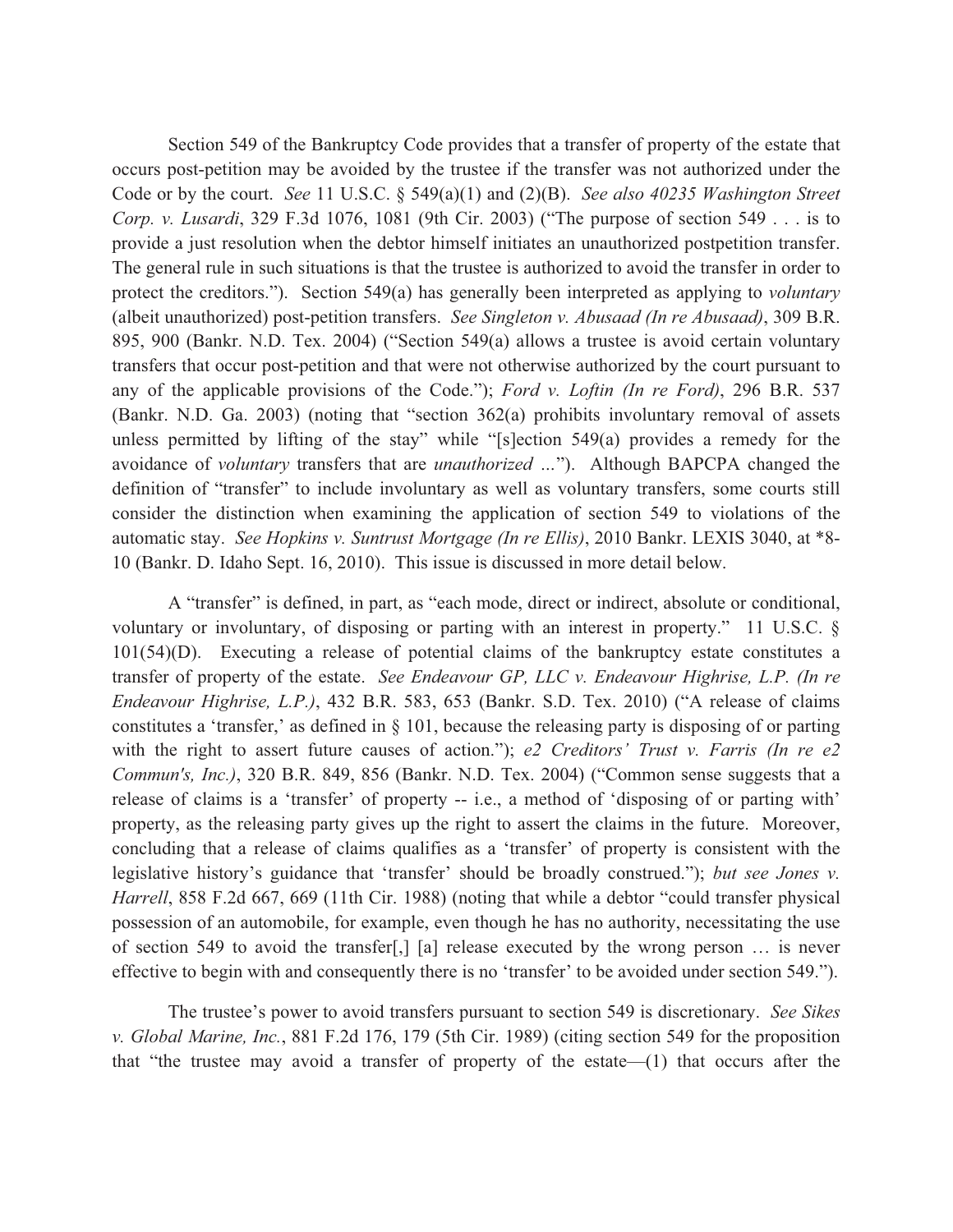Section 549 of the Bankruptcy Code provides that a transfer of property of the estate that occurs post-petition may be avoided by the trustee if the transfer was not authorized under the Code or by the court. *See* 11 U.S.C. § 549(a)(1) and (2)(B). *See also 40235 Washington Street Corp. v. Lusardi*, 329 F.3d 1076, 1081 (9th Cir. 2003) ("The purpose of section 549 . . . is to provide a just resolution when the debtor himself initiates an unauthorized postpetition transfer. The general rule in such situations is that the trustee is authorized to avoid the transfer in order to protect the creditors."). Section 549(a) has generally been interpreted as applying to *voluntary* (albeit unauthorized) post-petition transfers. *See Singleton v. Abusaad (In re Abusaad)*, 309 B.R. 895, 900 (Bankr. N.D. Tex. 2004) ("Section 549(a) allows a trustee is avoid certain voluntary transfers that occur post-petition and that were not otherwise authorized by the court pursuant to any of the applicable provisions of the Code."); *Ford v. Loftin (In re Ford)*, 296 B.R. 537 (Bankr. N.D. Ga. 2003) (noting that "section 362(a) prohibits involuntary removal of assets unless permitted by lifting of the stay" while "[s]ection 549(a) provides a remedy for the avoidance of *voluntary* transfers that are *unauthorized* ..."). Although BAPCPA changed the definition of "transfer" to include involuntary as well as voluntary transfers, some courts still consider the distinction when examining the application of section 549 to violations of the automatic stay. *See Hopkins v. Suntrust Mortgage (In re Ellis)*, 2010 Bankr. LEXIS 3040, at *8-10 (Bankr. D. Idaho Sept. 16, 2010). This issue is discussed in more detail below.

A "transfer" is defined, in part, as "each mode, direct or indirect, absolute or conditional, voluntary or involuntary, of disposing or parting with an interest in property." 11 U.S.C. § 101(54)(D). Executing a release of potential claims of the bankruptcy estate constitutes a transfer of property of the estate. *See Endeavour GP, LLC v. Endeavour Highrise, L.P. (In re Endeavour Highrise, L.P.)*, 432 B.R. 583, 653 (Bankr. S.D. Tex. 2010) ("A release of claims constitutes a 'transfer,' as defined in § 101, because the releasing party is disposing of or parting with the right to assert future causes of action."); *e2 Creditors' Trust v. Farris (In re e2 Commun's, Inc.)*, 320 B.R. 849, 856 (Bankr. N.D. Tex. 2004) ("Common sense suggests that a release of claims is a 'transfer' of property -- i.e., a method of 'disposing of or parting with' property, as the releasing party gives up the right to assert the claims in the future. Moreover, concluding that a release of claims qualifies as a 'transfer' of property is consistent with the legislative history's guidance that 'transfer' should be broadly construed."); *but see Jones v. Harrell*, 858 F.2d 667, 669 (11th Cir. 1988) (noting that while a debtor "could transfer physical possession of an automobile, for example, even though he has no authority, necessitating the use of section 549 to avoid the transfer[,] [a] release executed by the wrong person … is never effective to begin with and consequently there is no 'transfer' to be avoided under section 549.").

The trustee's power to avoid transfers pursuant to section 549 is discretionary. *See Sikes v. Global Marine, Inc.*, 881 F.2d 176, 179 (5th Cir. 1989) (citing section 549 for the proposition that "the trustee may avoid a transfer of property of the estate—(1) that occurs after the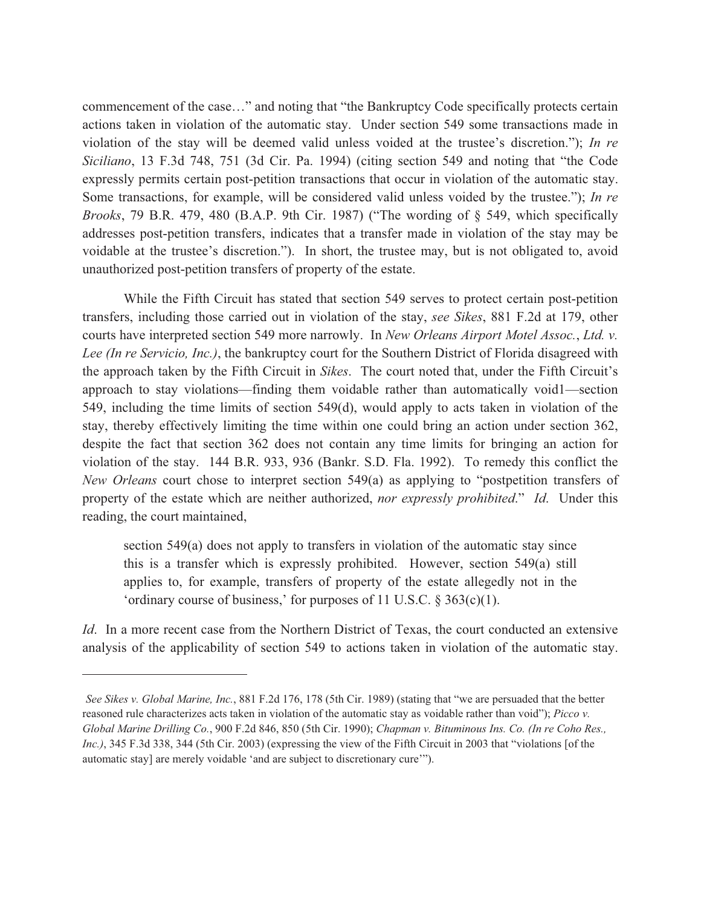commencement of the case…" and noting that "the Bankruptcy Code specifically protects certain actions taken in violation of the automatic stay. Under section 549 some transactions made in violation of the stay will be deemed valid unless voided at the trustee's discretion."); *In re Siciliano*, 13 F.3d 748, 751 (3d Cir. Pa. 1994) (citing section 549 and noting that "the Code expressly permits certain post-petition transactions that occur in violation of the automatic stay. Some transactions, for example, will be considered valid unless voided by the trustee."); *In re Brooks*, 79 B.R. 479, 480 (B.A.P. 9th Cir. 1987) ("The wording of § 549, which specifically addresses post-petition transfers, indicates that a transfer made in violation of the stay may be voidable at the trustee's discretion."). In short, the trustee may, but is not obligated to, avoid unauthorized post-petition transfers of property of the estate.

While the Fifth Circuit has stated that section 549 serves to protect certain post-petition transfers, including those carried out in violation of the stay, *see Sikes*, 881 F.2d at 179, other courts have interpreted section 549 more narrowly. In *New Orleans Airport Motel Assoc., Ltd. v. Lee (In re Servicio, Inc.)*, the bankruptcy court for the Southern District of Florida disagreed with the approach taken by the Fifth Circuit in *Sikes*. The court noted that, under the Fifth Circuit's approach to stay violations—finding them voidable rather than automatically void[1]—section 549, including the time limits of section 549(d), would apply to acts taken in violation of the stay, thereby effectively limiting the time within one could bring an action under section 362, despite the fact that section 362 does not contain any time limits for bringing an action for violation of the stay. 144 B.R. 933, 936 (Bankr. S.D. Fla. 1992). To remedy this conflict the *New Orleans* court chose to interpret section 549(a) as applying to "postpetition transfers of property of the estate which are neither authorized, *nor expressly prohibited*." *Id*. Under this reading, the court maintained,

> section 549(a) does not apply to transfers in violation of the automatic stay since this is a transfer which is expressly prohibited. However, section 549(a) still applies to, for example, transfers of property of the estate allegedly not in the 'ordinary course of business,' for purposes of 11 U.S.C. § 363(c)(1).

*Id*. In a more recent case from the Northern District of Texas, the court conducted an extensive analysis of the applicability of section 549 to actions taken in violation of the automatic stay.

---

[1] *See Sikes v. Global Marine, Inc.*, 881 F.2d 176, 178 (5th Cir. 1989) (stating that "we are persuaded that the better reasoned rule characterizes acts taken in violation of the automatic stay as voidable rather than void"); *Picco v. Global Marine Drilling Co.*, 900 F.2d 846, 850 (5th Cir. 1990); *Chapman v. Bituminous Ins. Co. (In re Coho Res., Inc.)*, 345 F.3d 338, 344 (5th Cir. 2003) (expressing the view of the Fifth Circuit in 2003 that "violations [of the automatic stay] are merely voidable 'and are subject to discretionary cure'").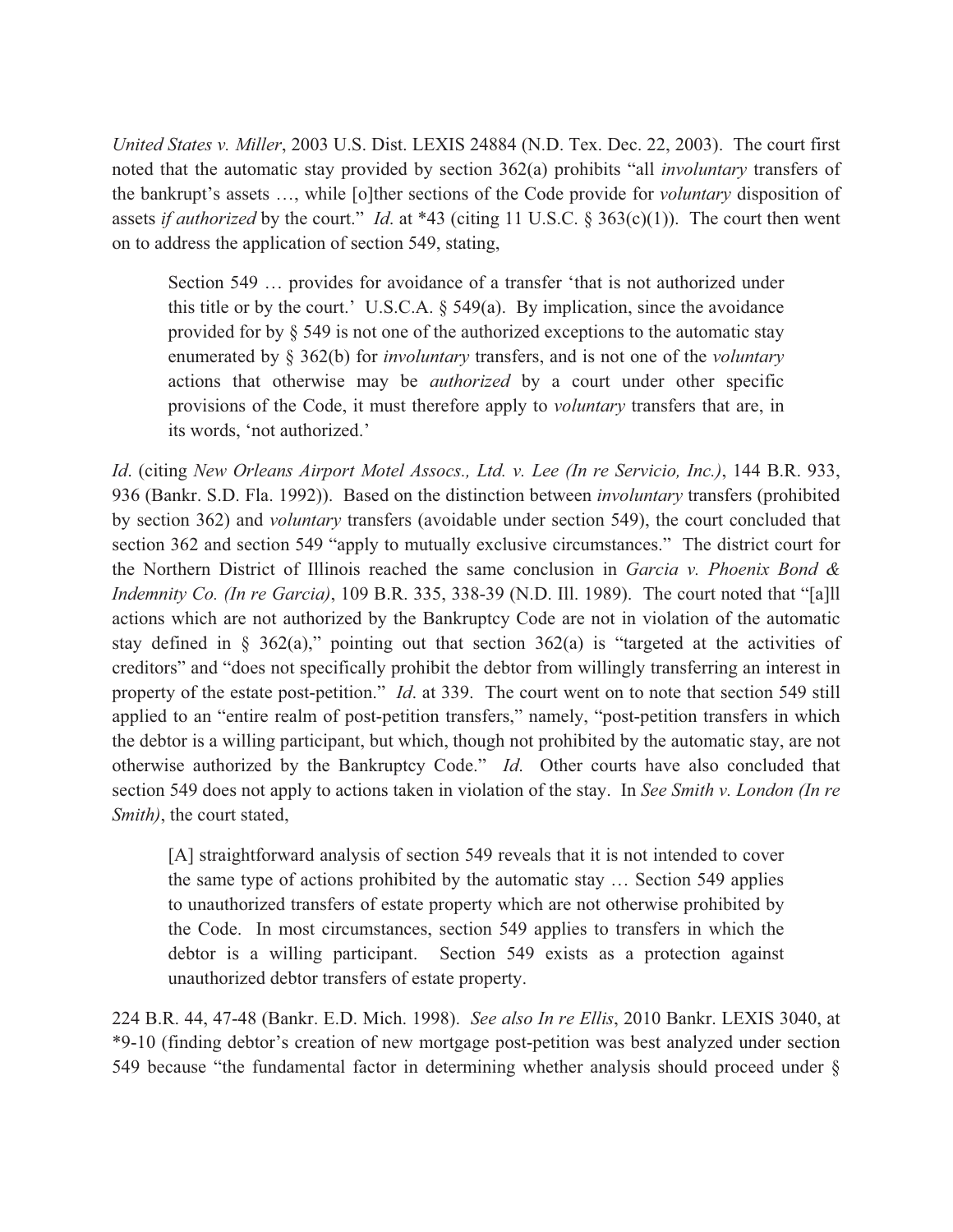*United States v. Miller*, 2003 U.S. Dist. LEXIS 24884 (N.D. Tex. Dec. 22, 2003). The court first noted that the automatic stay provided by section 362(a) prohibits "all *involuntary* transfers of the bankrupt's assets …, while [o]ther sections of the Code provide for *voluntary* disposition of assets *if authorized* by the court." *Id.* at *43 (citing 11 U.S.C. § 363(c)(1)). The court then went on to address the application of section 549, stating,

> Section 549 … provides for avoidance of a transfer 'that is not authorized under this title or by the court.' U.S.C.A. § 549(a). By implication, since the avoidance provided for by § 549 is not one of the authorized exceptions to the automatic stay enumerated by § 362(b) for *involuntary* transfers, and is not one of the *voluntary* actions that otherwise may be *authorized* by a court under other specific provisions of the Code, it must therefore apply to *voluntary* transfers that are, in its words, 'not authorized.'

*Id*. (citing *New Orleans Airport Motel Assocs., Ltd. v. Lee (In re Servicio, Inc.)*, 144 B.R. 933, 936 (Bankr. S.D. Fla. 1992)). Based on the distinction between *involuntary* transfers (prohibited by section 362) and *voluntary* transfers (avoidable under section 549), the court concluded that section 362 and section 549 "apply to mutually exclusive circumstances." The district court for the Northern District of Illinois reached the same conclusion in *Garcia v. Phoenix Bond & Indemnity Co. (In re Garcia)*, 109 B.R. 335, 338-39 (N.D. Ill. 1989). The court noted that "[a]ll actions which are not authorized by the Bankruptcy Code are not in violation of the automatic stay defined in § 362(a)," pointing out that section 362(a) is "targeted at the activities of creditors" and "does not specifically prohibit the debtor from willingly transferring an interest in property of the estate post-petition." *Id*. at 339. The court went on to note that section 549 still applied to an "entire realm of post-petition transfers," namely, "post-petition transfers in which the debtor is a willing participant, but which, though not prohibited by the automatic stay, are not otherwise authorized by the Bankruptcy Code." *Id*. Other courts have also concluded that section 549 does not apply to actions taken in violation of the stay. In *See Smith v. London (In re Smith)*, the court stated,

> [A] straightforward analysis of section 549 reveals that it is not intended to cover the same type of actions prohibited by the automatic stay … Section 549 applies to unauthorized transfers of estate property which are not otherwise prohibited by the Code. In most circumstances, section 549 applies to transfers in which the debtor is a willing participant. Section 549 exists as a protection against unauthorized debtor transfers of estate property.

224 B.R. 44, 47-48 (Bankr. E.D. Mich. 1998). *See also In re Ellis*, 2010 Bankr. LEXIS 3040, at *9-10 (finding debtor's creation of new mortgage post-petition was best analyzed under section 549 because "the fundamental factor in determining whether analysis should proceed under §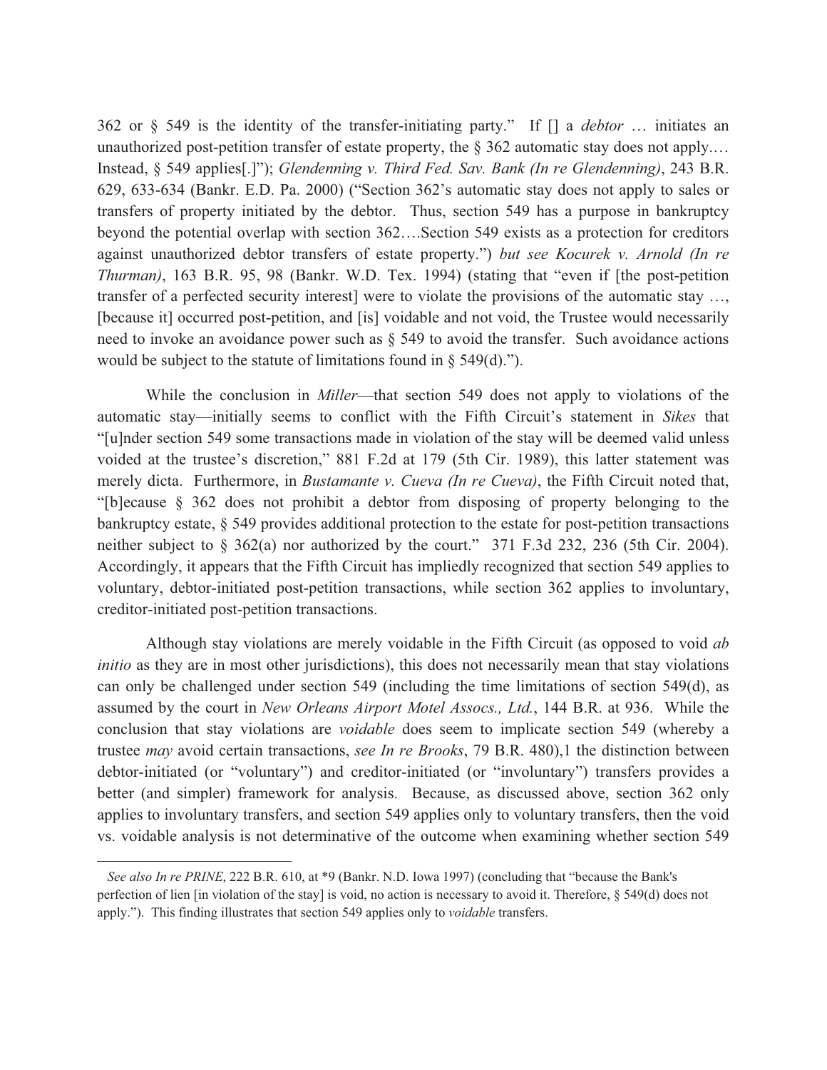362 or § 549 is the identity of the transfer-initiating party." If [] a *debtor* … initiates an unauthorized post-petition transfer of estate property, the § 362 automatic stay does not apply.… Instead, § 549 applies[.]"); *Glendenning v. Third Fed. Sav. Bank (In re Glendenning)*, 243 B.R. 629, 633-634 (Bankr. E.D. Pa. 2000) ("Section 362's automatic stay does not apply to sales or transfers of property initiated by the debtor. Thus, section 549 has a purpose in bankruptcy beyond the potential overlap with section 362….Section 549 exists as a protection for creditors against unauthorized debtor transfers of estate property.") *but see Kocurek v. Arnold (In re Thurman)*, 163 B.R. 95, 98 (Bankr. W.D. Tex. 1994) (stating that "even if [the post-petition transfer of a perfected security interest] were to violate the provisions of the automatic stay …, [because it] occurred post-petition, and [is] voidable and not void, the Trustee would necessarily need to invoke an avoidance power such as § 549 to avoid the transfer. Such avoidance actions would be subject to the statute of limitations found in § 549(d).").

While the conclusion in *Miller*—that section 549 does not apply to violations of the automatic stay—initially seems to conflict with the Fifth Circuit's statement in *Sikes* that "[u]nder section 549 some transactions made in violation of the stay will be deemed valid unless voided at the trustee's discretion," 881 F.2d at 179 (5th Cir. 1989), this latter statement was merely dicta. Furthermore, in *Bustamante v. Cueva (In re Cueva)*, the Fifth Circuit noted that, "[b]ecause § 362 does not prohibit a debtor from disposing of property belonging to the bankruptcy estate, § 549 provides additional protection to the estate for post-petition transactions neither subject to § 362(a) nor authorized by the court." 371 F.3d 232, 236 (5th Cir. 2004). Accordingly, it appears that the Fifth Circuit has impliedly recognized that section 549 applies to voluntary, debtor-initiated post-petition transactions, while section 362 applies to involuntary, creditor-initiated post-petition transactions.

Although stay violations are merely voidable in the Fifth Circuit (as opposed to void *ab initio* as they are in most other jurisdictions), this does not necessarily mean that stay violations can only be challenged under section 549 (including the time limitations of section 549(d), as assumed by the court in *New Orleans Airport Motel Assocs., Ltd.*, 144 B.R. at 936. While the conclusion that stay violations are *voidable* does seem to implicate section 549 (whereby a trustee *may* avoid certain transactions, *see In re Brooks*, 79 B.R. 480),1 the distinction between debtor-initiated (or "voluntary") and creditor-initiated (or "involuntary") transfers provides a better (and simpler) framework for analysis. Because, as discussed above, section 362 only applies to involuntary transfers, and section 549 applies only to voluntary transfers, then the void vs. voidable analysis is not determinative of the outcome when examining whether section 549

---

*See also In re PRINE*, 222 B.R. 610, at *9 (Bankr. N.D. Iowa 1997) (concluding that "because the Bank's perfection of lien [in violation of the stay] is void, no action is necessary to avoid it. Therefore, § 549(d) does not apply."). This finding illustrates that section 549 applies only to *voidable* transfers.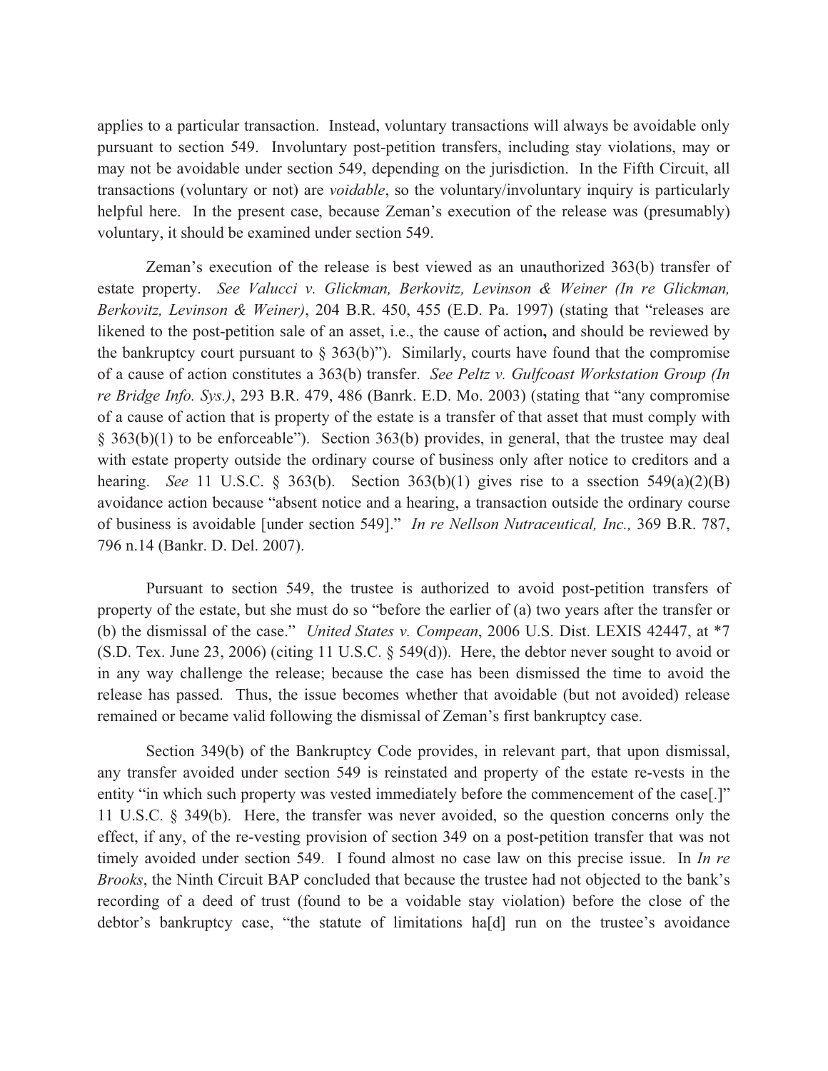applies to a particular transaction. Instead, voluntary transactions will always be avoidable only pursuant to section 549. Involuntary post-petition transfers, including stay violations, may or may not be avoidable under section 549, depending on the jurisdiction. In the Fifth Circuit, all transactions (voluntary or not) are *voidable*, so the voluntary/involuntary inquiry is particularly helpful here. In the present case, because Zeman's execution of the release was (presumably) voluntary, it should be examined under section 549.

Zeman's execution of the release is best viewed as an unauthorized 363(b) transfer of estate property. *See Valucci v. Glickman, Berkovitz, Levinson & Weiner (In re Glickman, Berkovitz, Levinson & Weiner)*, 204 B.R. 450, 455 (E.D. Pa. 1997) (stating that "releases are likened to the post-petition sale of an asset, i.e., the cause of action**,** and should be reviewed by the bankruptcy court pursuant to § 363(b)"). Similarly, courts have found that the compromise of a cause of action constitutes a 363(b) transfer. *See Peltz v. Gulfcoast Workstation Group (In re Bridge Info. Sys.)*, 293 B.R. 479, 486 (Banrk. E.D. Mo. 2003) (stating that "any compromise of a cause of action that is property of the estate is a transfer of that asset that must comply with § 363(b)(1) to be enforceable"). Section 363(b) provides, in general, that the trustee may deal with estate property outside the ordinary course of business only after notice to creditors and a hearing. *See* 11 U.S.C. § 363(b). Section 363(b)(1) gives rise to a ssection 549(a)(2)(B) avoidance action because "absent notice and a hearing, a transaction outside the ordinary course of business is avoidable [under section 549]." *In re Nellson Nutraceutical, Inc.,* 369 B.R. 787, 796 n.14 (Bankr. D. Del. 2007).

Pursuant to section 549, the trustee is authorized to avoid post-petition transfers of property of the estate, but she must do so "before the earlier of (a) two years after the transfer or (b) the dismissal of the case." *United States v. Compean*, 2006 U.S. Dist. LEXIS 42447, at *7 (S.D. Tex. June 23, 2006) (citing 11 U.S.C. § 549(d)). Here, the debtor never sought to avoid or in any way challenge the release; because the case has been dismissed the time to avoid the release has passed. Thus, the issue becomes whether that avoidable (but not avoided) release remained or became valid following the dismissal of Zeman's first bankruptcy case.

Section 349(b) of the Bankruptcy Code provides, in relevant part, that upon dismissal, any transfer avoided under section 549 is reinstated and property of the estate re-vests in the entity "in which such property was vested immediately before the commencement of the case[.]" 11 U.S.C. § 349(b). Here, the transfer was never avoided, so the question concerns only the effect, if any, of the re-vesting provision of section 349 on a post-petition transfer that was not timely avoided under section 549. I found almost no case law on this precise issue. In *In re Brooks*, the Ninth Circuit BAP concluded that because the trustee had not objected to the bank's recording of a deed of trust (found to be a voidable stay violation) before the close of the debtor's bankruptcy case, "the statute of limitations ha[d] run on the trustee's avoidance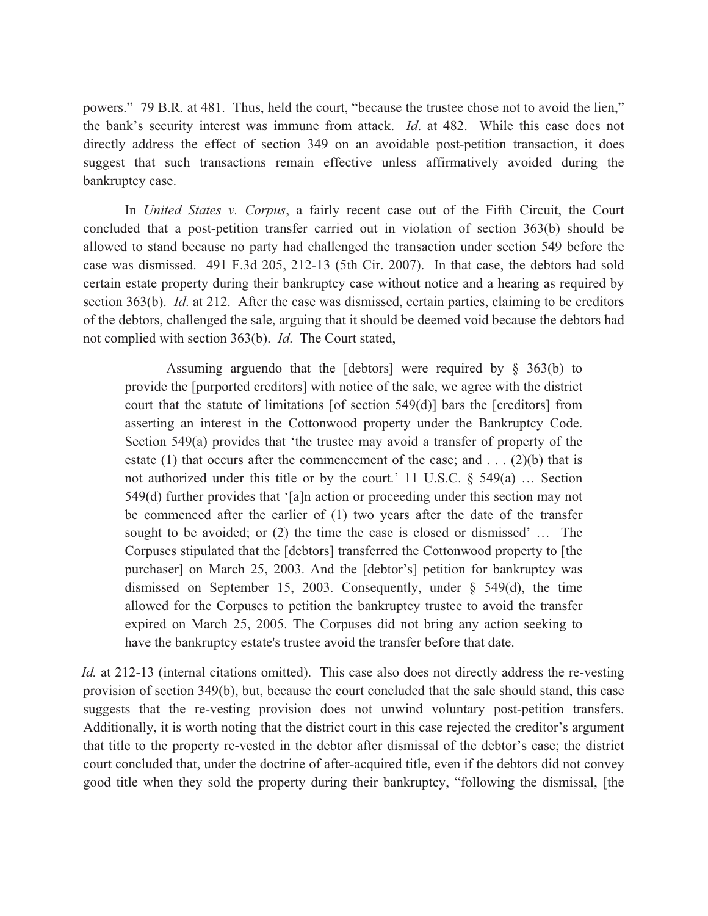powers." 79 B.R. at 481. Thus, held the court, "because the trustee chose not to avoid the lien," the bank's security interest was immune from attack. *Id*. at 482. While this case does not directly address the effect of section 349 on an avoidable post-petition transaction, it does suggest that such transactions remain effective unless affirmatively avoided during the bankruptcy case.

In *United States v. Corpus*, a fairly recent case out of the Fifth Circuit, the Court concluded that a post-petition transfer carried out in violation of section 363(b) should be allowed to stand because no party had challenged the transaction under section 549 before the case was dismissed. 491 F.3d 205, 212-13 (5th Cir. 2007). In that case, the debtors had sold certain estate property during their bankruptcy case without notice and a hearing as required by section 363(b). *Id*. at 212. After the case was dismissed, certain parties, claiming to be creditors of the debtors, challenged the sale, arguing that it should be deemed void because the debtors had not complied with section 363(b). *Id*. The Court stated,

> Assuming arguendo that the [debtors] were required by § 363(b) to provide the [purported creditors] with notice of the sale, we agree with the district court that the statute of limitations [of section 549(d)] bars the [creditors] from asserting an interest in the Cottonwood property under the Bankruptcy Code. Section 549(a) provides that 'the trustee may avoid a transfer of property of the estate (1) that occurs after the commencement of the case; and . . . (2)(b) that is not authorized under this title or by the court.' 11 U.S.C. § 549(a) … Section 549(d) further provides that '[a]n action or proceeding under this section may not be commenced after the earlier of (1) two years after the date of the transfer sought to be avoided; or (2) the time the case is closed or dismissed' … The Corpuses stipulated that the [debtors] transferred the Cottonwood property to [the purchaser] on March 25, 2003. And the [debtor's] petition for bankruptcy was dismissed on September 15, 2003. Consequently, under § 549(d), the time allowed for the Corpuses to petition the bankruptcy trustee to avoid the transfer expired on March 25, 2005. The Corpuses did not bring any action seeking to have the bankruptcy estate's trustee avoid the transfer before that date.

*Id.* at 212-13 (internal citations omitted). This case also does not directly address the re-vesting provision of section 349(b), but, because the court concluded that the sale should stand, this case suggests that the re-vesting provision does not unwind voluntary post-petition transfers. Additionally, it is worth noting that the district court in this case rejected the creditor's argument that title to the property re-vested in the debtor after dismissal of the debtor's case; the district court concluded that, under the doctrine of after-acquired title, even if the debtors did not convey good title when they sold the property during their bankruptcy, "following the dismissal, [the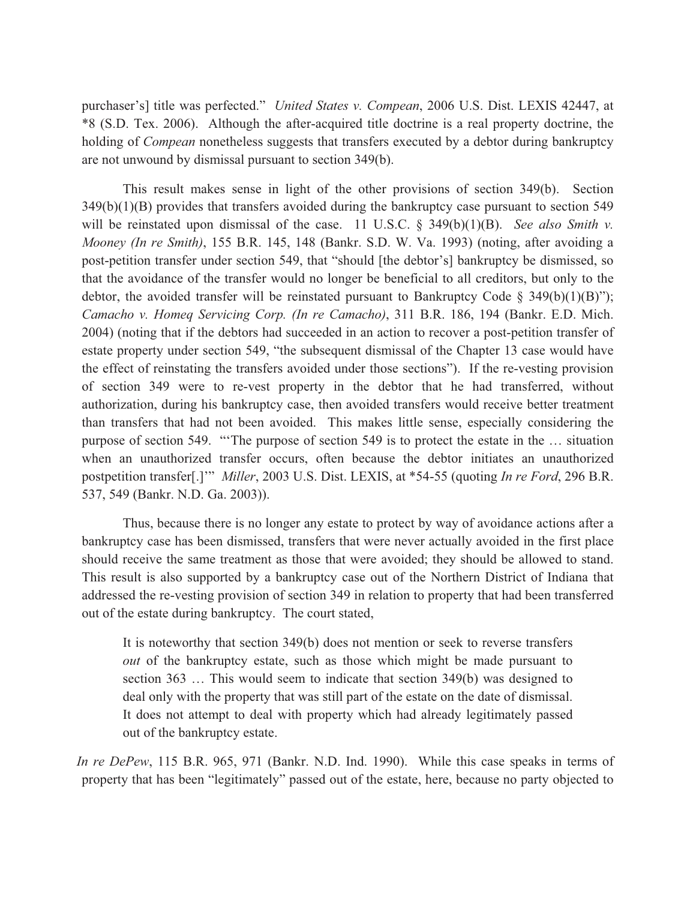purchaser's] title was perfected." *United States v. Compean*, 2006 U.S. Dist. LEXIS 42447, at *8 (S.D. Tex. 2006). Although the after-acquired title doctrine is a real property doctrine, the holding of *Compean* nonetheless suggests that transfers executed by a debtor during bankruptcy are not unwound by dismissal pursuant to section 349(b).

This result makes sense in light of the other provisions of section 349(b). Section 349(b)(1)(B) provides that transfers avoided during the bankruptcy case pursuant to section 549 will be reinstated upon dismissal of the case. 11 U.S.C. § 349(b)(1)(B). *See also Smith v. Mooney (In re Smith)*, 155 B.R. 145, 148 (Bankr. S.D. W. Va. 1993) (noting, after avoiding a post-petition transfer under section 549, that "should [the debtor's] bankruptcy be dismissed, so that the avoidance of the transfer would no longer be beneficial to all creditors, but only to the debtor, the avoided transfer will be reinstated pursuant to Bankruptcy Code § 349(b)(1)(B)"); *Camacho v. Homeq Servicing Corp. (In re Camacho)*, 311 B.R. 186, 194 (Bankr. E.D. Mich. 2004) (noting that if the debtors had succeeded in an action to recover a post-petition transfer of estate property under section 549, "the subsequent dismissal of the Chapter 13 case would have the effect of reinstating the transfers avoided under those sections"). If the re-vesting provision of section 349 were to re-vest property in the debtor that he had transferred, without authorization, during his bankruptcy case, then avoided transfers would receive better treatment than transfers that had not been avoided. This makes little sense, especially considering the purpose of section 549. "'The purpose of section 549 is to protect the estate in the … situation when an unauthorized transfer occurs, often because the debtor initiates an unauthorized postpetition transfer[.]'" *Miller*, 2003 U.S. Dist. LEXIS, at *54-55 (quoting *In re Ford*, 296 B.R. 537, 549 (Bankr. N.D. Ga. 2003)).

Thus, because there is no longer any estate to protect by way of avoidance actions after a bankruptcy case has been dismissed, transfers that were never actually avoided in the first place should receive the same treatment as those that were avoided; they should be allowed to stand. This result is also supported by a bankruptcy case out of the Northern District of Indiana that addressed the re-vesting provision of section 349 in relation to property that had been transferred out of the estate during bankruptcy. The court stated,

> It is noteworthy that section 349(b) does not mention or seek to reverse transfers *out* of the bankruptcy estate, such as those which might be made pursuant to section 363 … This would seem to indicate that section 349(b) was designed to deal only with the property that was still part of the estate on the date of dismissal. It does not attempt to deal with property which had already legitimately passed out of the bankruptcy estate.

*In re DePew*, 115 B.R. 965, 971 (Bankr. N.D. Ind. 1990). While this case speaks in terms of property that has been "legitimately" passed out of the estate, here, because no party objected to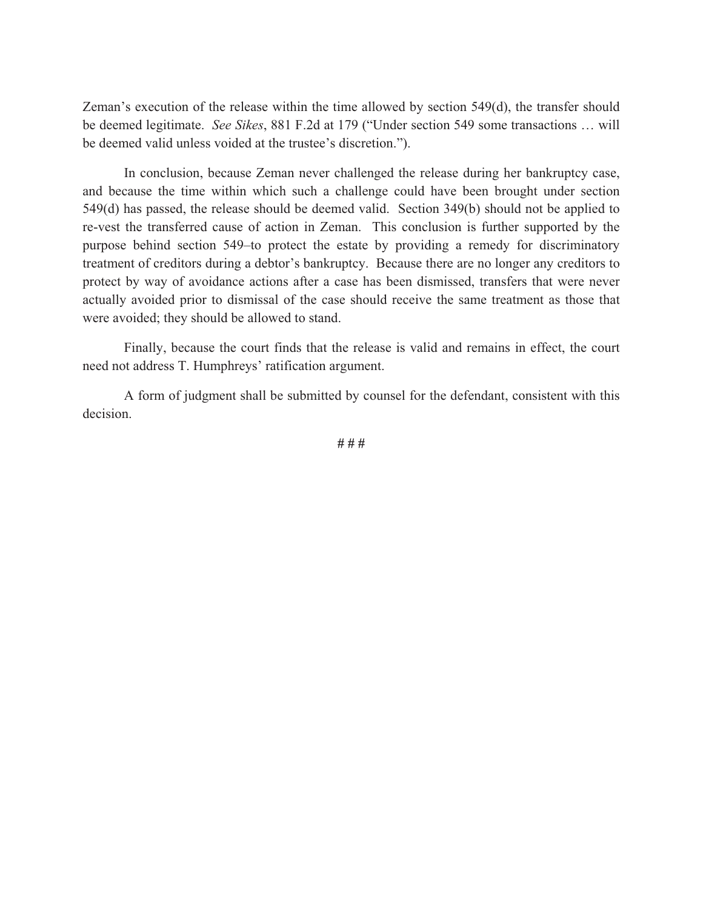Zeman's execution of the release within the time allowed by section 549(d), the transfer should be deemed legitimate. *See Sikes*, 881 F.2d at 179 ("Under section 549 some transactions … will be deemed valid unless voided at the trustee's discretion.").

In conclusion, because Zeman never challenged the release during her bankruptcy case, and because the time within which such a challenge could have been brought under section 549(d) has passed, the release should be deemed valid. Section 349(b) should not be applied to re-vest the transferred cause of action in Zeman. This conclusion is further supported by the purpose behind section 549–to protect the estate by providing a remedy for discriminatory treatment of creditors during a debtor's bankruptcy. Because there are no longer any creditors to protect by way of avoidance actions after a case has been dismissed, transfers that were never actually avoided prior to dismissal of the case should receive the same treatment as those that were avoided; they should be allowed to stand.

Finally, because the court finds that the release is valid and remains in effect, the court need not address T. Humphreys' ratification argument.

A form of judgment shall be submitted by counsel for the defendant, consistent with this decision.

# # #